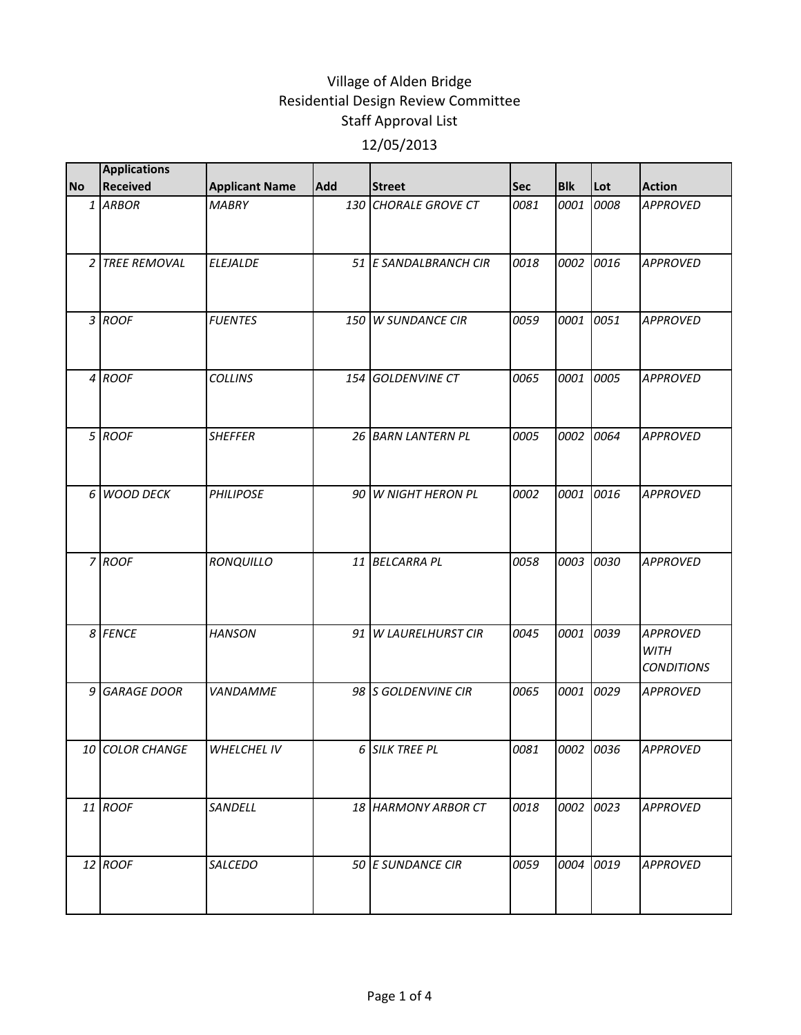# Village of Alden Bridge
## Residential Design Review Committee
## Staff Approval List
## 12/05/2013

| No | Applications Received | Applicant Name | Add | Street | Sec | Blk | Lot | Action |
|---|---|---|---|---|---|---|---|---|
| 1 | *ARBOR* | *MABRY* | *130* | *CHORALE GROVE CT* | *0081* | *0001* | *0008* | *APPROVED* |
| 2 | *TREE REMOVAL* | *ELEJALDE* | *51* | *E SANDALBRANCH CIR* | *0018* | *0002* | *0016* | *APPROVED* |
| 3 | *ROOF* | *FUENTES* | *150* | *W SUNDANCE CIR* | *0059* | *0001* | *0051* | *APPROVED* |
| 4 | *ROOF* | *COLLINS* | *154* | *GOLDENVINE CT* | *0065* | *0001* | *0005* | *APPROVED* |
| 5 | *ROOF* | *SHEFFER* | *26* | *BARN LANTERN PL* | *0005* | *0002* | *0064* | *APPROVED* |
| 6 | *WOOD DECK* | *PHILIPOSE* | *90* | *W NIGHT HERON PL* | *0002* | *0001* | *0016* | *APPROVED* |
| 7 | *ROOF* | *RONQUILLO* | *11* | *BELCARRA PL* | *0058* | *0003* | *0030* | *APPROVED* |
| 8 | *FENCE* | *HANSON* | *91* | *W LAURELHURST CIR* | *0045* | *0001* | *0039* | *APPROVED WITH CONDITIONS* |
| 9 | *GARAGE DOOR* | *VANDAMME* | *98* | *S GOLDENVINE CIR* | *0065* | *0001* | *0029* | *APPROVED* |
| 10 | *COLOR CHANGE* | *WHELCHEL IV* | *6* | *SILK TREE PL* | *0081* | *0002* | *0036* | *APPROVED* |
| 11 | *ROOF* | *SANDELL* | *18* | *HARMONY ARBOR CT* | *0018* | *0002* | *0023* | *APPROVED* |
| 12 | *ROOF* | *SALCEDO* | *50* | *E SUNDANCE CIR* | *0059* | *0004* | *0019* | *APPROVED* |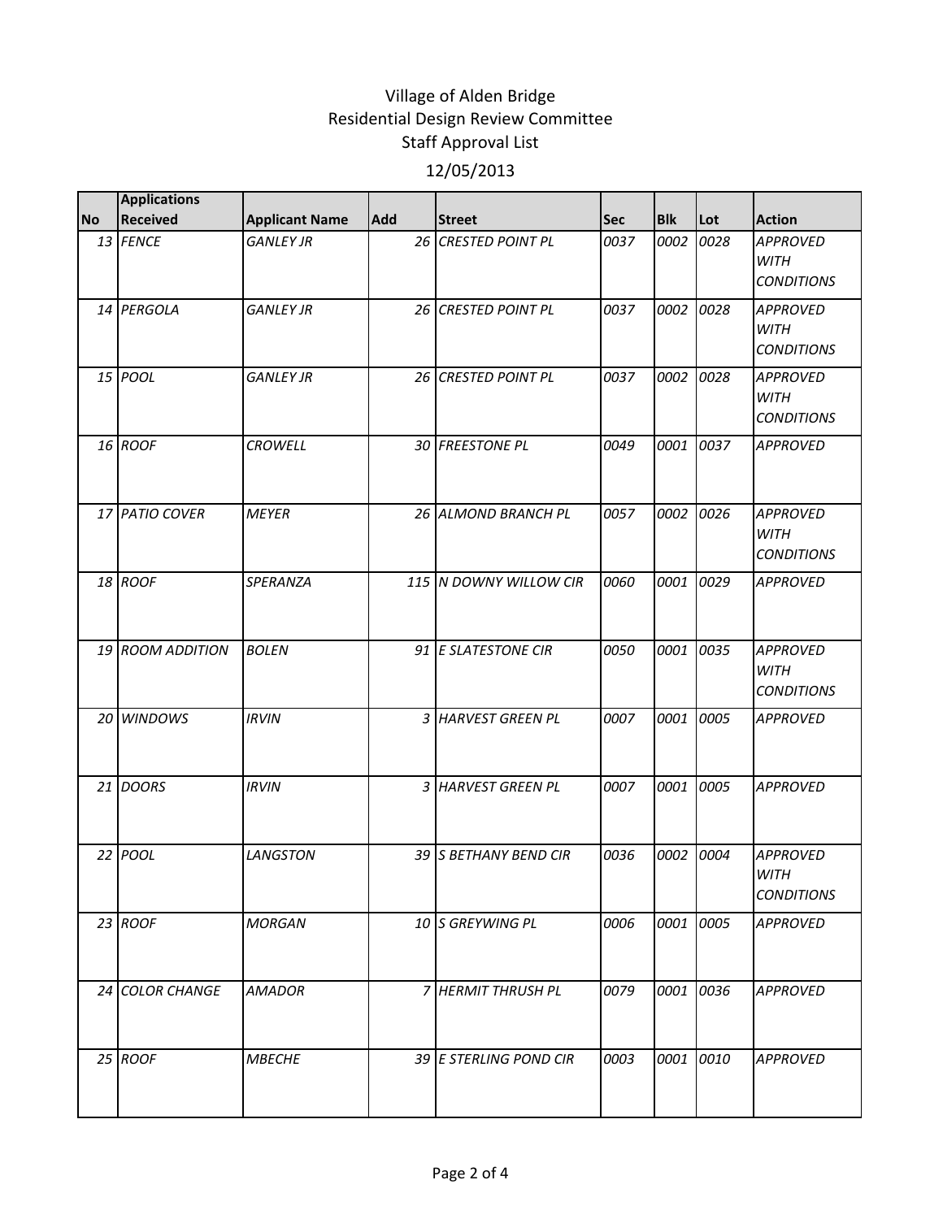Village of Alden Bridge
Residential Design Review Committee
Staff Approval List

12/05/2013

| No | Applications Received | Applicant Name | Add | Street | Sec | Blk | Lot | Action |
|---|---|---|---|---|---|---|---|---|
| 13 | FENCE | GANLEY JR | 26 | CRESTED POINT PL | 0037 | 0002 | 0028 | APPROVED WITH CONDITIONS |
| 14 | PERGOLA | GANLEY JR | 26 | CRESTED POINT PL | 0037 | 0002 | 0028 | APPROVED WITH CONDITIONS |
| 15 | POOL | GANLEY JR | 26 | CRESTED POINT PL | 0037 | 0002 | 0028 | APPROVED WITH CONDITIONS |
| 16 | ROOF | CROWELL | 30 | FREESTONE PL | 0049 | 0001 | 0037 | APPROVED |
| 17 | PATIO COVER | MEYER | 26 | ALMOND BRANCH PL | 0057 | 0002 | 0026 | APPROVED WITH CONDITIONS |
| 18 | ROOF | SPERANZA | 115 | N DOWNY WILLOW CIR | 0060 | 0001 | 0029 | APPROVED |
| 19 | ROOM ADDITION | BOLEN | 91 | E SLATESTONE CIR | 0050 | 0001 | 0035 | APPROVED WITH CONDITIONS |
| 20 | WINDOWS | IRVIN | 3 | HARVEST GREEN PL | 0007 | 0001 | 0005 | APPROVED |
| 21 | DOORS | IRVIN | 3 | HARVEST GREEN PL | 0007 | 0001 | 0005 | APPROVED |
| 22 | POOL | LANGSTON | 39 | S BETHANY BEND CIR | 0036 | 0002 | 0004 | APPROVED WITH CONDITIONS |
| 23 | ROOF | MORGAN | 10 | S GREYWING PL | 0006 | 0001 | 0005 | APPROVED |
| 24 | COLOR CHANGE | AMADOR | 7 | HERMIT THRUSH PL | 0079 | 0001 | 0036 | APPROVED |
| 25 | ROOF | MBECHE | 39 | E STERLING POND CIR | 0003 | 0001 | 0010 | APPROVED |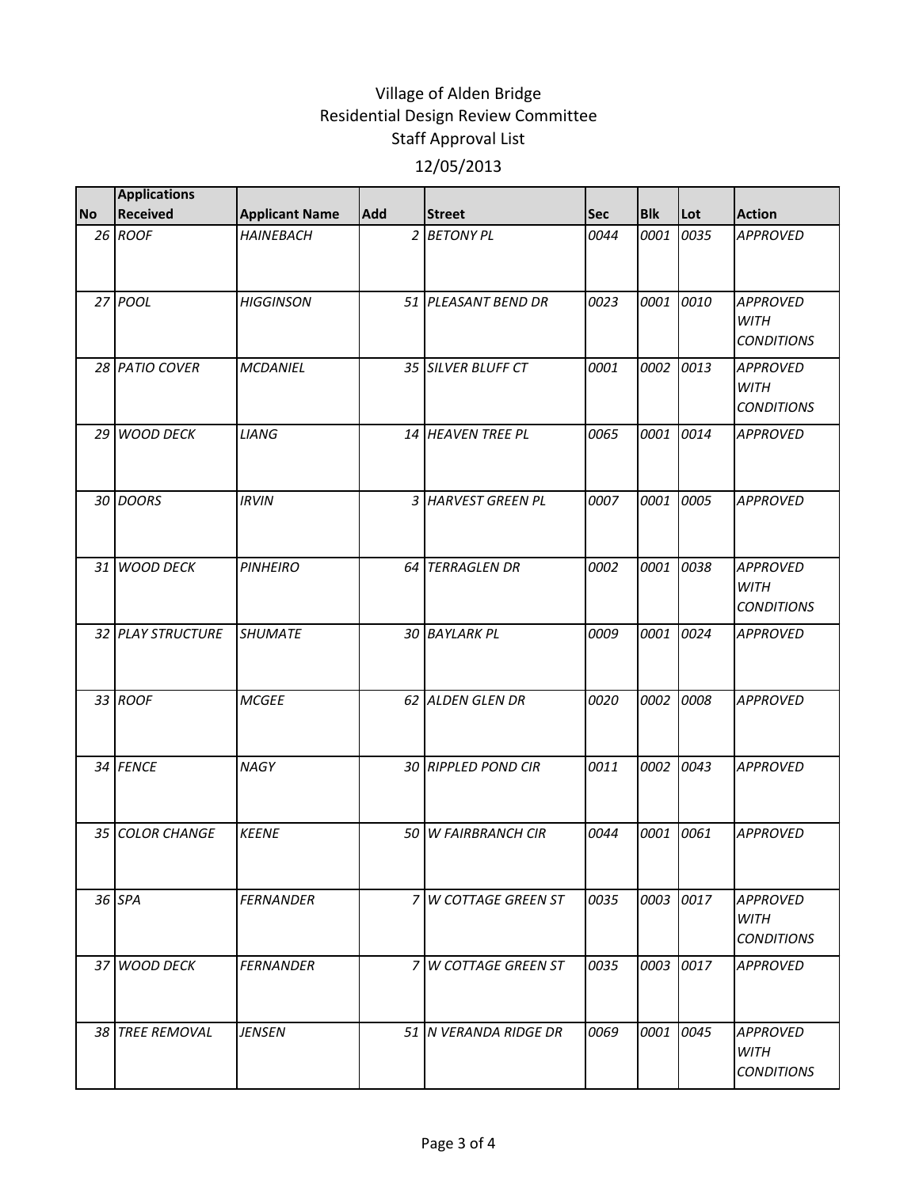# Village of Alden Bridge
## Residential Design Review Committee
### Staff Approval List
### 12/05/2013

| No | Applications Received | Applicant Name | Add | Street | Sec | Blk | Lot | Action |
|---|---|---|---|---|---|---|---|---|
| 26 | *ROOF* | *HAINEBACH* | 2 | *BETONY PL* | *0044* | *0001* | *0035* | *APPROVED* |
| 27 | *POOL* | *HIGGINSON* | 51 | *PLEASANT BEND DR* | *0023* | *0001* | *0010* | *APPROVED WITH CONDITIONS* |
| 28 | *PATIO COVER* | *MCDANIEL* | 35 | *SILVER BLUFF CT* | *0001* | *0002* | *0013* | *APPROVED WITH CONDITIONS* |
| 29 | *WOOD DECK* | *LIANG* | 14 | *HEAVEN TREE PL* | *0065* | *0001* | *0014* | *APPROVED* |
| 30 | *DOORS* | *IRVIN* | 3 | *HARVEST GREEN PL* | *0007* | *0001* | *0005* | *APPROVED* |
| 31 | *WOOD DECK* | *PINHEIRO* | 64 | *TERRAGLEN DR* | *0002* | *0001* | *0038* | *APPROVED WITH CONDITIONS* |
| 32 | *PLAY STRUCTURE* | *SHUMATE* | 30 | *BAYLARK PL* | *0009* | *0001* | *0024* | *APPROVED* |
| 33 | *ROOF* | *MCGEE* | 62 | *ALDEN GLEN DR* | *0020* | *0002* | *0008* | *APPROVED* |
| 34 | *FENCE* | *NAGY* | 30 | *RIPPLED POND CIR* | *0011* | *0002* | *0043* | *APPROVED* |
| 35 | *COLOR CHANGE* | *KEENE* | 50 | *W FAIRBRANCH CIR* | *0044* | *0001* | *0061* | *APPROVED* |
| 36 | *SPA* | *FERNANDER* | 7 | *W COTTAGE GREEN ST* | *0035* | *0003* | *0017* | *APPROVED WITH CONDITIONS* |
| 37 | *WOOD DECK* | *FERNANDER* | 7 | *W COTTAGE GREEN ST* | *0035* | *0003* | *0017* | *APPROVED* |
| 38 | *TREE REMOVAL* | *JENSEN* | 51 | *N VERANDA RIDGE DR* | *0069* | *0001* | *0045* | *APPROVED WITH CONDITIONS* |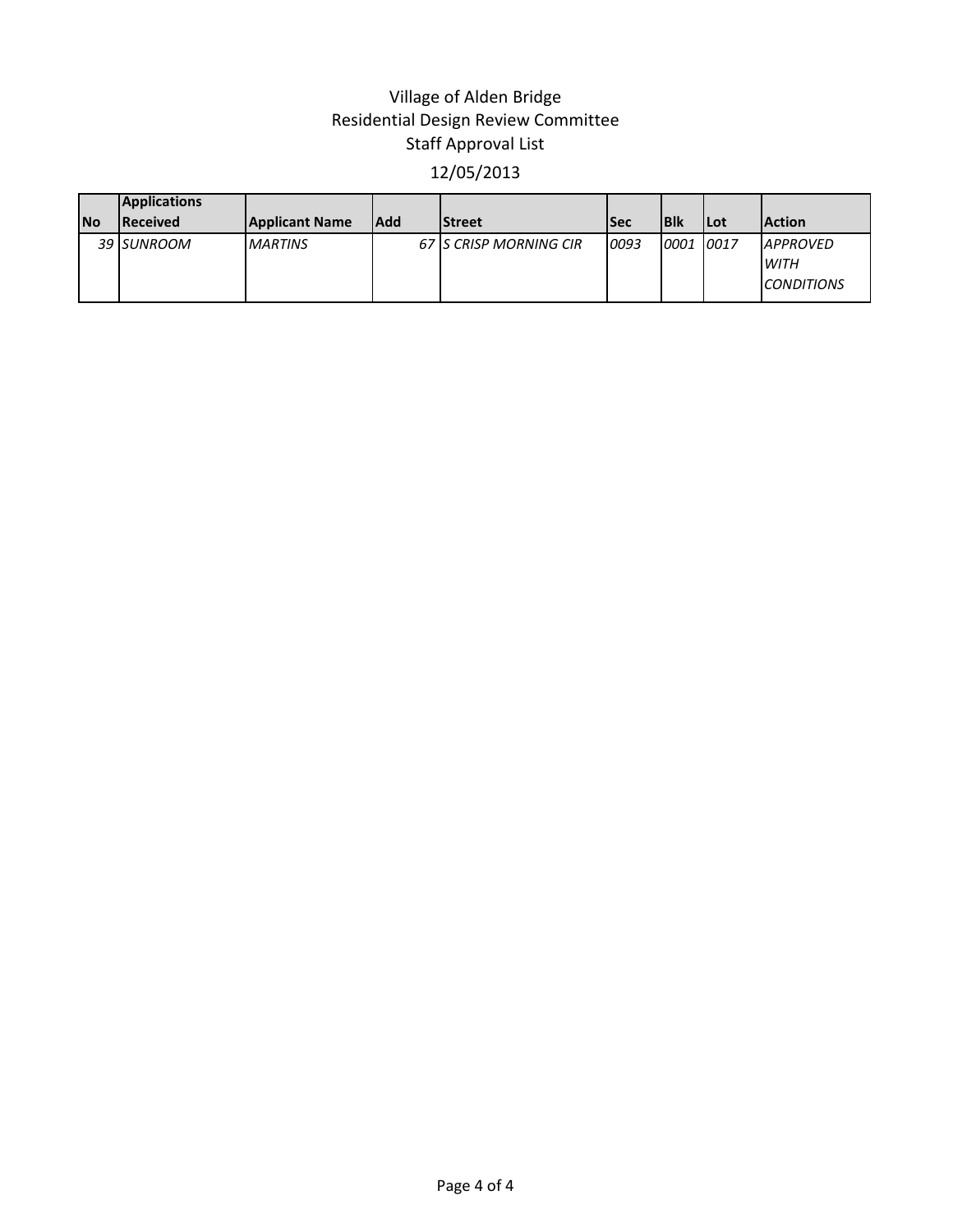# Village of Alden Bridge
## Residential Design Review Committee
### Staff Approval List

12/05/2013

| No | Applications Received | Applicant Name | Add | Street | Sec | Blk | Lot | Action |
|---|---|---|---|---|---|---|---|---|
| *39* | *SUNROOM* | *MARTINS* | *67* | *S CRISP MORNING CIR* | *0093* | *0001* | *0017* | *APPROVED WITH CONDITIONS* |